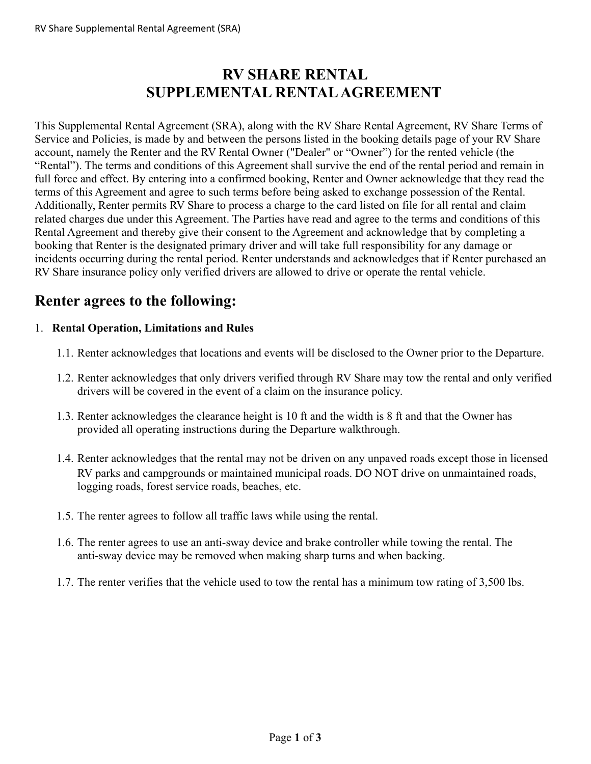# RV SHARE RENTAL
# SUPPLEMENTAL RENTAL AGREEMENT

This Supplemental Rental Agreement (SRA), along with the RV Share Rental Agreement, RV Share Terms of Service and Policies, is made by and between the persons listed in the booking details page of your RV Share account, namely the Renter and the RV Rental Owner ("Dealer" or "Owner") for the rented vehicle (the "Rental"). The terms and conditions of this Agreement shall survive the end of the rental period and remain in full force and effect. By entering into a confirmed booking, Renter and Owner acknowledge that they read the terms of this Agreement and agree to such terms before being asked to exchange possession of the Rental. Additionally, Renter permits RV Share to process a charge to the card listed on file for all rental and claim related charges due under this Agreement. The Parties have read and agree to the terms and conditions of this Rental Agreement and thereby give their consent to the Agreement and acknowledge that by completing a booking that Renter is the designated primary driver and will take full responsibility for any damage or incidents occurring during the rental period. Renter understands and acknowledges that if Renter purchased an RV Share insurance policy only verified drivers are allowed to drive or operate the rental vehicle.

## Renter agrees to the following:

1. **Rental Operation, Limitations and Rules**

   1.1. Renter acknowledges that locations and events will be disclosed to the Owner prior to the Departure.

   1.2. Renter acknowledges that only drivers verified through RV Share may tow the rental and only verified drivers will be covered in the event of a claim on the insurance policy.

   1.3. Renter acknowledges the clearance height is 10 ft and the width is 8 ft and that the Owner has provided all operating instructions during the Departure walkthrough.

   1.4. Renter acknowledges that the rental may not be driven on any unpaved roads except those in licensed RV parks and campgrounds or maintained municipal roads. DO NOT drive on unmaintained roads, logging roads, forest service roads, beaches, etc.

   1.5. The renter agrees to follow all traffic laws while using the rental.

   1.6. The renter agrees to use an anti-sway device and brake controller while towing the rental. The anti-sway device may be removed when making sharp turns and when backing.

   1.7. The renter verifies that the vehicle used to tow the rental has a minimum tow rating of 3,500 lbs.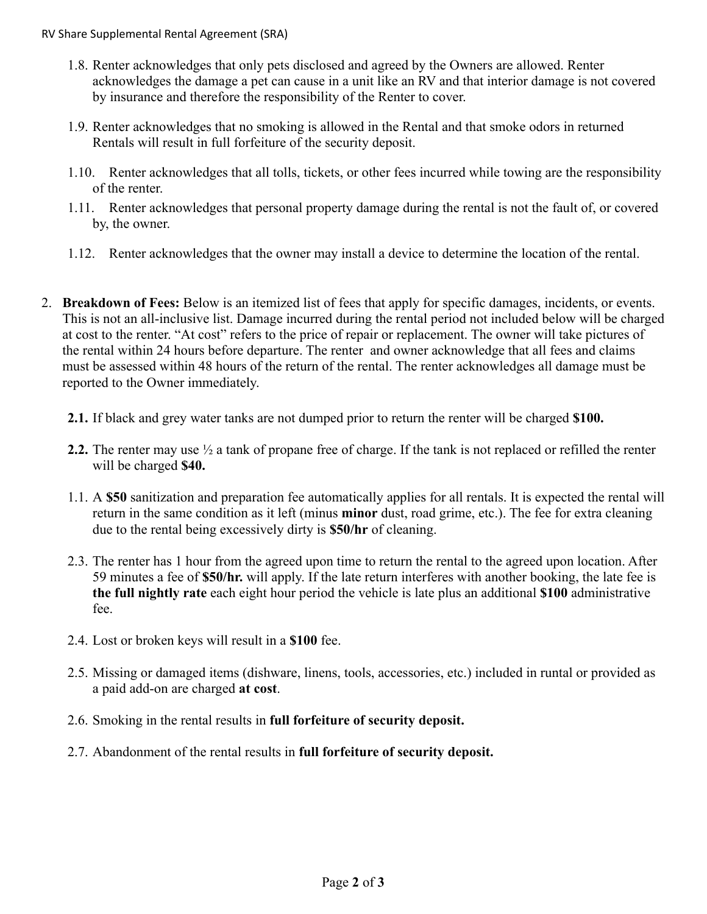1.8. Renter acknowledges that only pets disclosed and agreed by the Owners are allowed. Renter acknowledges the damage a pet can cause in a unit like an RV and that interior damage is not covered by insurance and therefore the responsibility of the Renter to cover.

1.9. Renter acknowledges that no smoking is allowed in the Rental and that smoke odors in returned Rentals will result in full forfeiture of the security deposit.

1.10. Renter acknowledges that all tolls, tickets, or other fees incurred while towing are the responsibility of the renter.

1.11. Renter acknowledges that personal property damage during the rental is not the fault of, or covered by, the owner.

1.12. Renter acknowledges that the owner may install a device to determine the location of the rental.

2. **Breakdown of Fees:** Below is an itemized list of fees that apply for specific damages, incidents, or events. This is not an all-inclusive list. Damage incurred during the rental period not included below will be charged at cost to the renter. "At cost" refers to the price of repair or replacement. The owner will take pictures of the rental within 24 hours before departure. The renter and owner acknowledge that all fees and claims must be assessed within 48 hours of the return of the rental. The renter acknowledges all damage must be reported to the Owner immediately.

**2.1.** If black and grey water tanks are not dumped prior to return the renter will be charged **$100.**

**2.2.** The renter may use ½ a tank of propane free of charge. If the tank is not replaced or refilled the renter will be charged **$40.**

1.1. A **$50** sanitization and preparation fee automatically applies for all rentals. It is expected the rental will return in the same condition as it left (minus **minor** dust, road grime, etc.). The fee for extra cleaning due to the rental being excessively dirty is **$50/hr** of cleaning.

2.3. The renter has 1 hour from the agreed upon time to return the rental to the agreed upon location. After 59 minutes a fee of **$50/hr.** will apply. If the late return interferes with another booking, the late fee is **the full nightly rate** each eight hour period the vehicle is late plus an additional **$100** administrative fee.

2.4. Lost or broken keys will result in a **$100** fee.

2.5. Missing or damaged items (dishware, linens, tools, accessories, etc.) included in runtal or provided as a paid add-on are charged **at cost**.

2.6. Smoking in the rental results in **full forfeiture of security deposit.**

2.7. Abandonment of the rental results in **full forfeiture of security deposit.**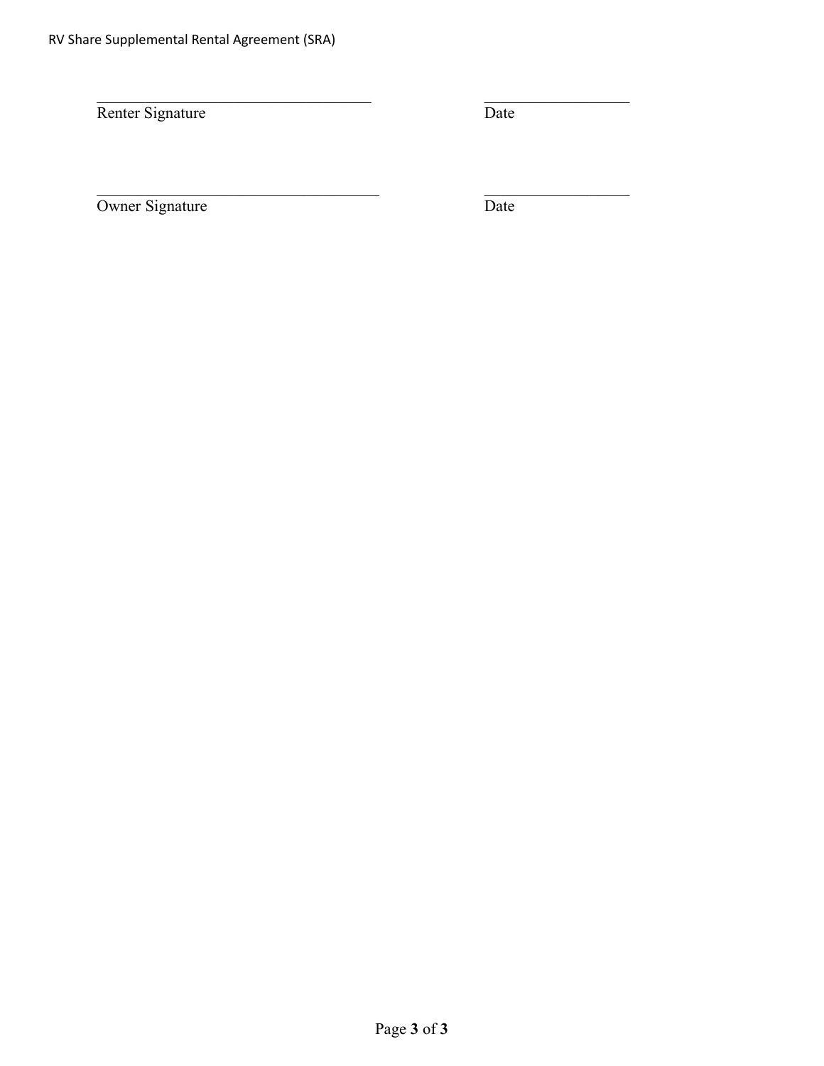\_\_\_\_\_\_\_\_\_\_\_\_\_\_\_\_\_\_\_\_\_\_\_\_\_\_\_\_\_\_\_\_\_\_\_ \_\_\_\_\_\_\_\_\_\_\_\_\_\_\_\_\_\_\_\_

Renter Signature Date

\_\_\_\_\_\_\_\_\_\_\_\_\_\_\_\_\_\_\_\_\_\_\_\_\_\_\_\_\_\_\_\_\_\_\_ \_\_\_\_\_\_\_\_\_\_\_\_\_\_\_\_\_\_\_\_

Owner Signature Date